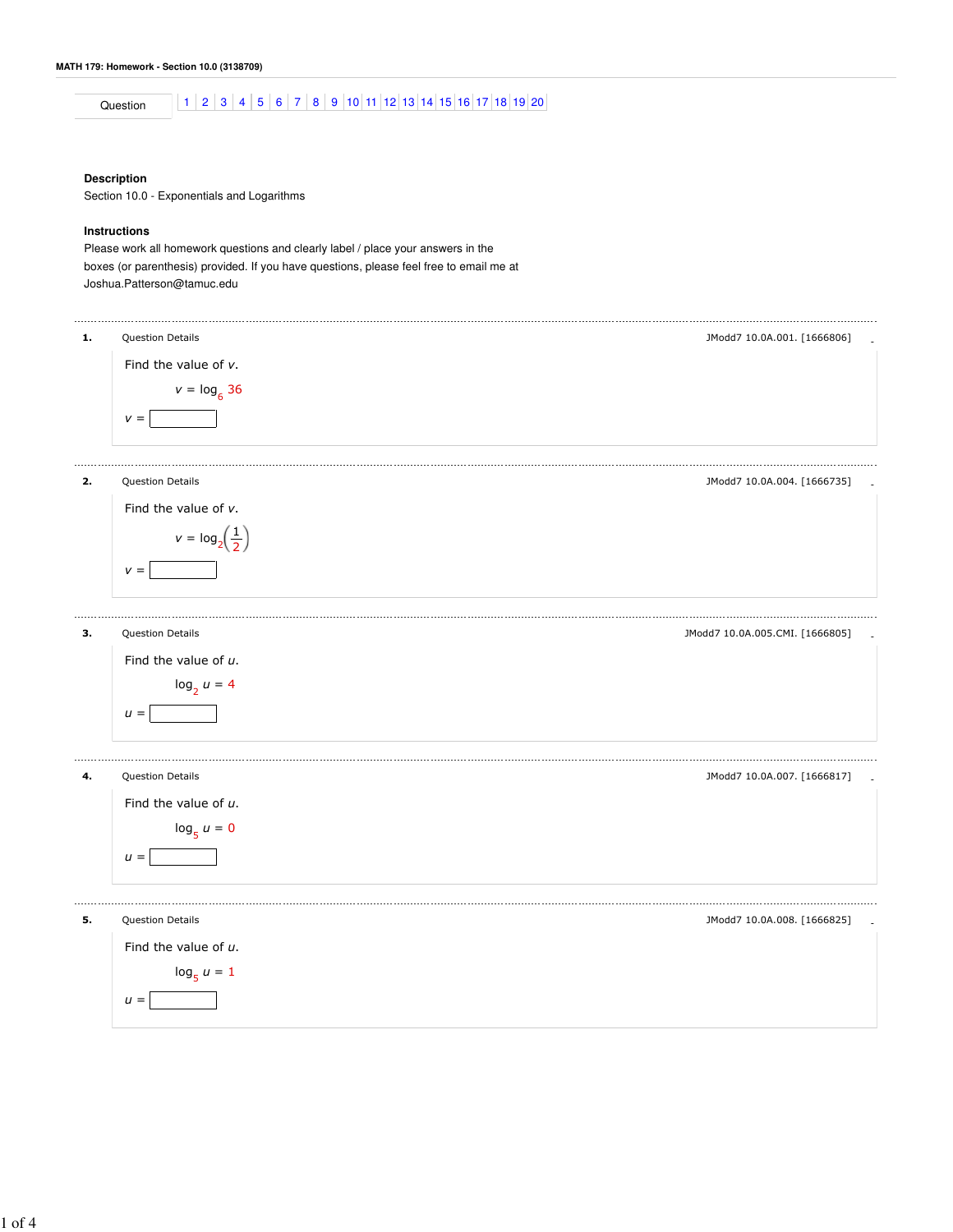**MATH 179: Homework - Section 10.0 (3138709)**

Question | 1 | 2 | 3 | 4 | 5 | 6 | 7 | 8 | 9 | 10 | 11 | 12 | 13 | 14 | 15 | 16 | 17 | 18 | 19 | 20

**Description**

Section 10.0 - Exponentials and Logarithms

**Instructions**

Please work all homework questions and clearly label / place your answers in the boxes (or parenthesis) provided. If you have questions, please feel free to email me at Joshua.Patterson@tamuc.edu

---

**1.** Question Details — JModd7 10.0A.001. [1666806]

Find the value of $v$.

$$v = \log_6 36$$

$v =$ ______

---

**2.** Question Details — JModd7 10.0A.004. [1666735]

Find the value of $v$.

$$v = \log_2\left(\frac{1}{2}\right)$$

$v =$ ______

---

**3.** Question Details — JModd7 10.0A.005.CMI. [1666805]

Find the value of $u$.

$$\log_2 u = 4$$

$u =$ ______

---

**4.** Question Details — JModd7 10.0A.007. [1666817]

Find the value of $u$.

$$\log_5 u = 0$$

$u =$ ______

---

**5.** Question Details — JModd7 10.0A.008. [1666825]

Find the value of $u$.

$$\log_5 u = 1$$

$u =$ ______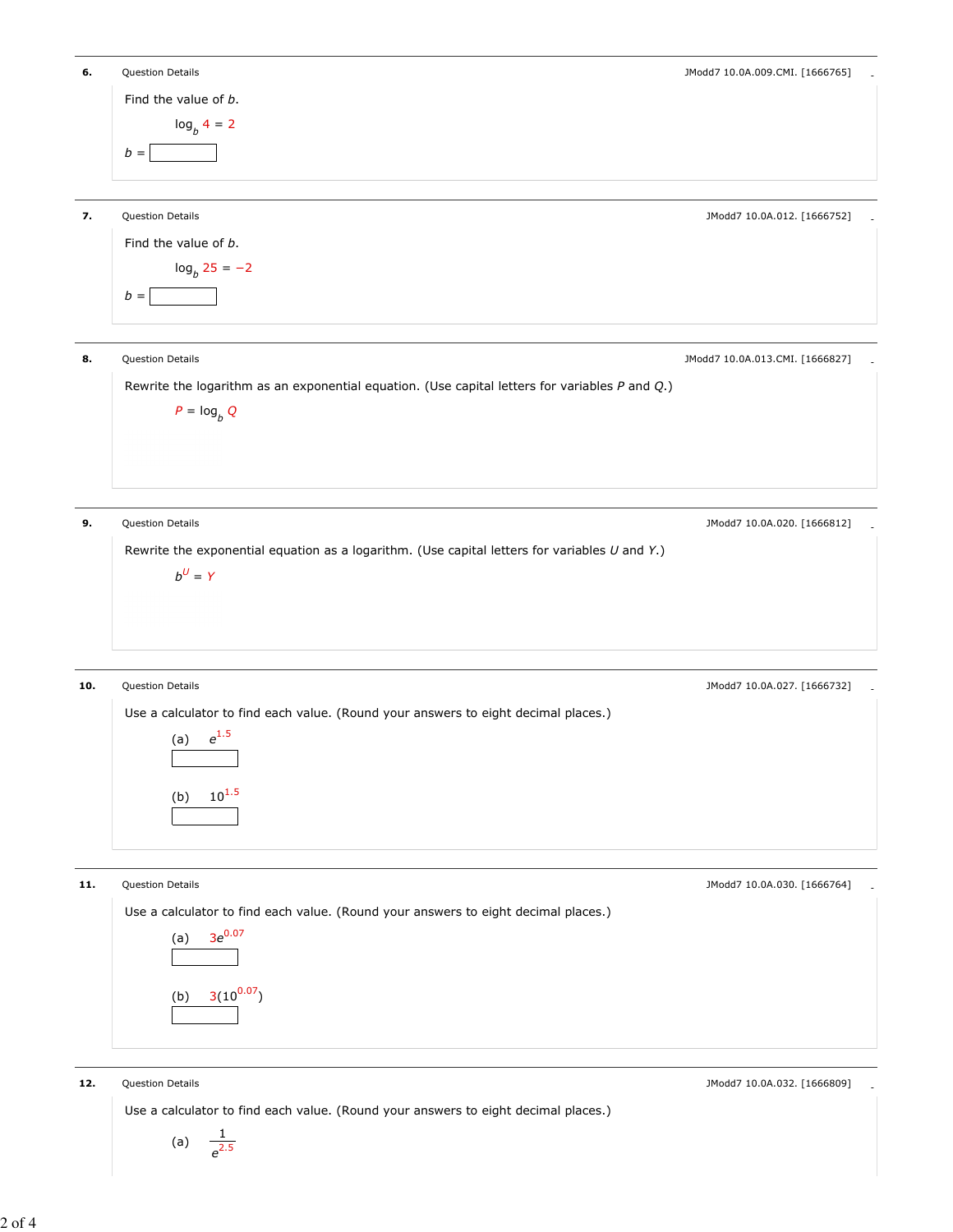**6.** Question Details JModd7 10.0A.009.CMI. [1666765]

Find the value of $b$.

$$\log_b 4 = 2$$

$b$ = 

**7.** Question Details JModd7 10.0A.012. [1666752]

Find the value of $b$.

$$\log_b 25 = -2$$

$b$ = 

**8.** Question Details JModd7 10.0A.013.CMI. [1666827]

Rewrite the logarithm as an exponential equation. (Use capital letters for variables $P$ and $Q$.)

$$P = \log_b Q$$

**9.** Question Details JModd7 10.0A.020. [1666812]

Rewrite the exponential equation as a logarithm. (Use capital letters for variables $U$ and $Y$.)

$$b^U = Y$$

**10.** Question Details JModd7 10.0A.027. [1666732]

Use a calculator to find each value. (Round your answers to eight decimal places.)

(a) $e^{1.5}$

(b) $10^{1.5}$

**11.** Question Details JModd7 10.0A.030. [1666764]

Use a calculator to find each value. (Round your answers to eight decimal places.)

(a) $3e^{0.07}$

(b) $3(10^{0.07})$

**12.** Question Details JModd7 10.0A.032. [1666809]

Use a calculator to find each value. (Round your answers to eight decimal places.)

(a) $\dfrac{1}{e^{2.5}}$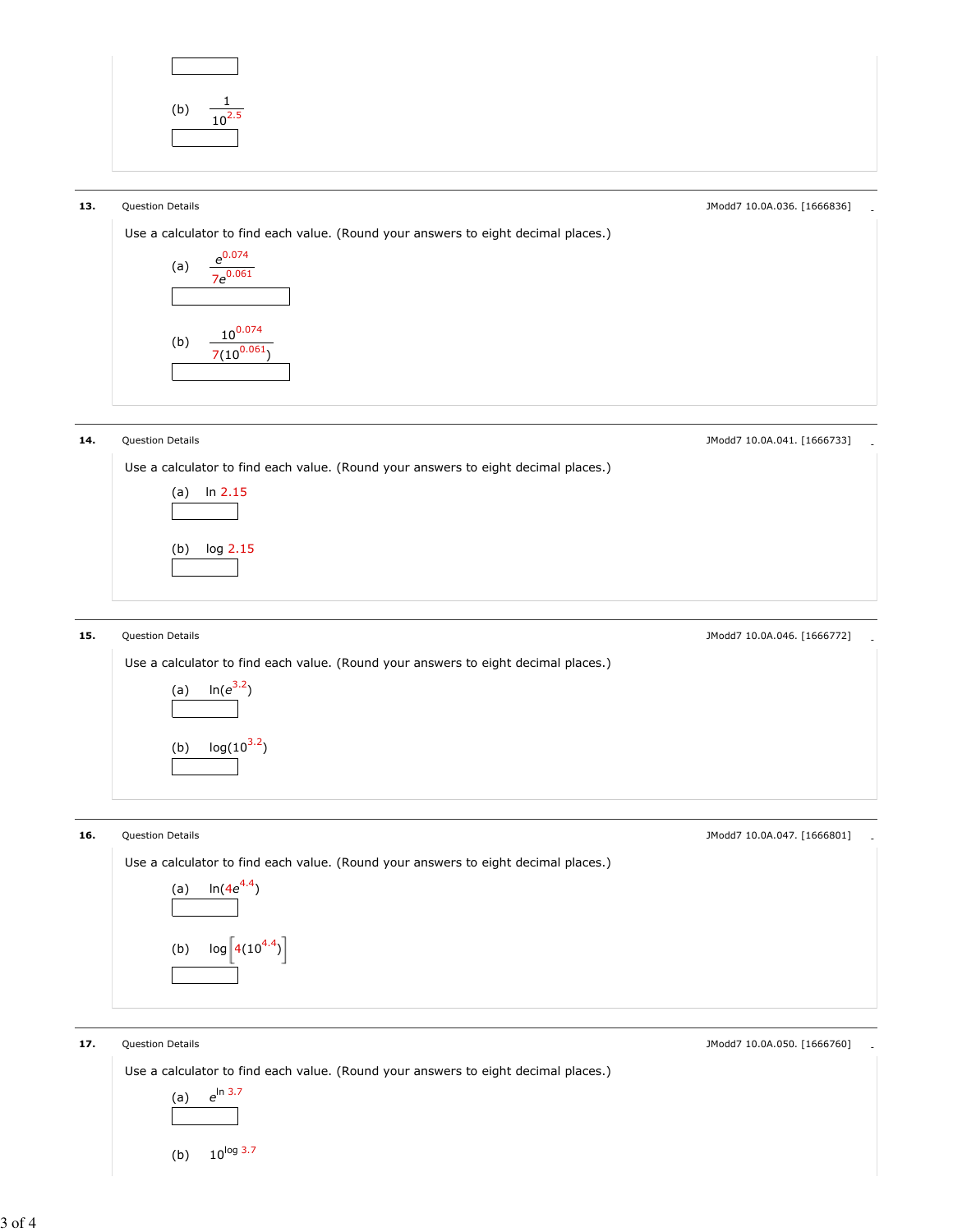(b) $\frac{1}{10^{2.5}}$

**13.** Question Details JModd7 10.0A.036. [1666836]

Use a calculator to find each value. (Round your answers to eight decimal places.)

(a) $\frac{e^{0.074}}{7e^{0.061}}$

(b) $\frac{10^{0.074}}{7(10^{0.061})}$

**14.** Question Details JModd7 10.0A.041. [1666733]

Use a calculator to find each value. (Round your answers to eight decimal places.)

(a) $\ln 2.15$

(b) $\log 2.15$

**15.** Question Details JModd7 10.0A.046. [1666772]

Use a calculator to find each value. (Round your answers to eight decimal places.)

(a) $\ln(e^{3.2})$

(b) $\log(10^{3.2})$

**16.** Question Details JModd7 10.0A.047. [1666801]

Use a calculator to find each value. (Round your answers to eight decimal places.)

(a) $\ln(4e^{4.4})$

(b) $\log\left[4(10^{4.4})\right]$

**17.** Question Details JModd7 10.0A.050. [1666760]

Use a calculator to find each value. (Round your answers to eight decimal places.)

(a) $e^{\ln 3.7}$

(b) $10^{\log 3.7}$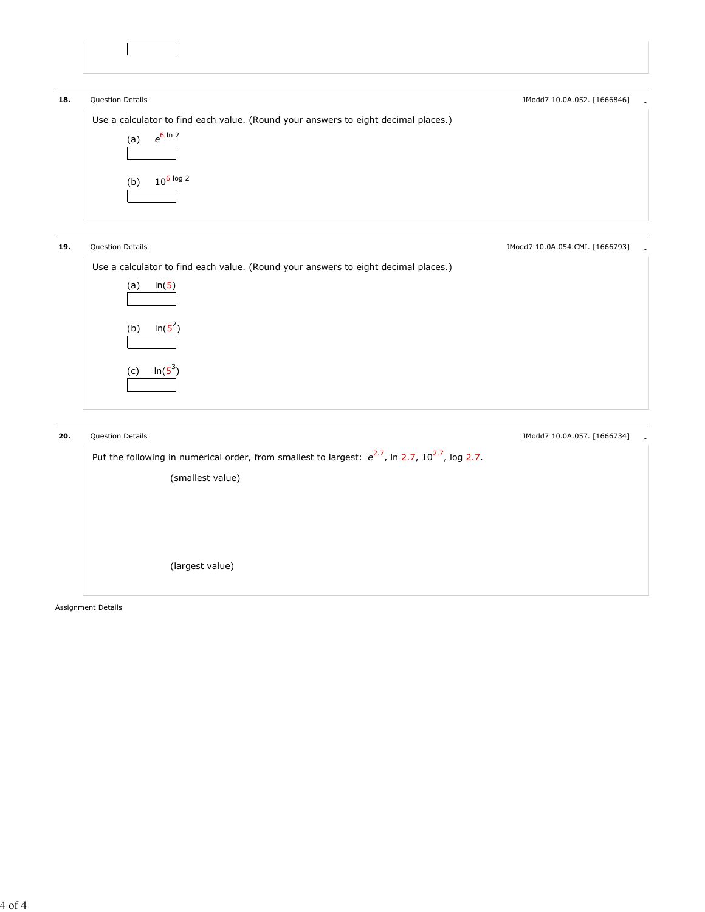**18.** Question Details JModd7 10.0A.052. [1666846]

Use a calculator to find each value. (Round your answers to eight decimal places.)

(a) $e^{6 \ln 2}$

(b) $10^{6 \log 2}$

**19.** Question Details JModd7 10.0A.054.CMI. [1666793]

Use a calculator to find each value. (Round your answers to eight decimal places.)

(a) $\ln(5)$

(b) $\ln(5^2)$

(c) $\ln(5^3)$

**20.** Question Details JModd7 10.0A.057. [1666734]

Put the following in numerical order, from smallest to largest: $e^{2.7}$, $\ln 2.7$, $10^{2.7}$, $\log 2.7$.

(smallest value)

(largest value)

Assignment Details